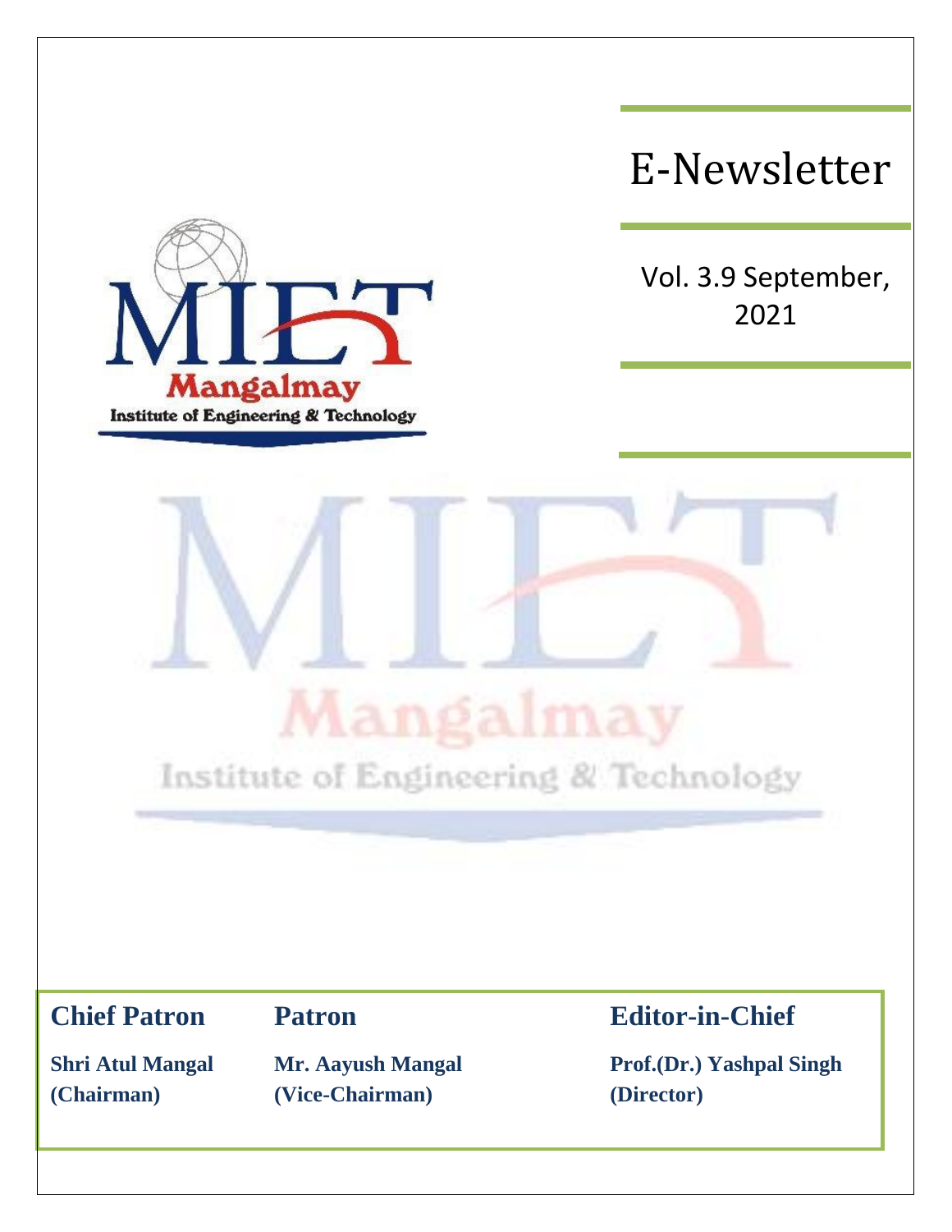# E-Newsletter

Vol. 3.9 September, 2021

MIET

Mangalmay

Institute of Engineering & Technology

| **Chief Patron** | **Patron** | **Editor-in-Chief** |
| --- | --- | --- |
| **Shri Atul Mangal (Chairman)** | **Mr. Aayush Mangal (Vice-Chairman)** | **Prof.(Dr.) Yashpal Singh (Director)** |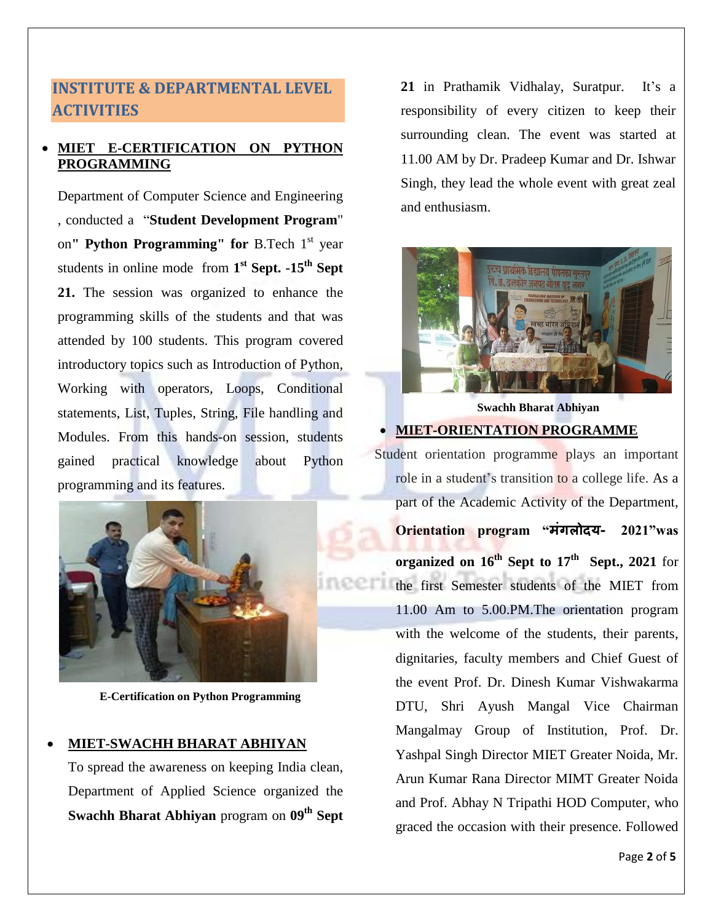## INSTITUTE & DEPARTMENTAL LEVEL ACTIVITIES

- **MIET E-CERTIFICATION ON PYTHON PROGRAMMING**

Department of Computer Science and Engineering , conducted a "**Student Development Program**" on **" Python Programming" for** B.Tech 1st year students in online mode from **1st Sept. -15th Sept 21.** The session was organized to enhance the programming skills of the students and that was attended by 100 students. This program covered introductory topics such as Introduction of Python, Working with operators, Loops, Conditional statements, List, Tuples, String, File handling and Modules. From this hands-on session, students gained practical knowledge about Python programming and its features.

**E-Certification on Python Programming**

- **MIET-SWACHH BHARAT ABHIYAN**

To spread the awareness on keeping India clean, Department of Applied Science organized the **Swachh Bharat Abhiyan** program on **09th Sept 21** in Prathamik Vidhalay, Suratpur. It's a responsibility of every citizen to keep their surrounding clean. The event was started at 11.00 AM by Dr. Pradeep Kumar and Dr. Ishwar Singh, they lead the whole event with great zeal and enthusiasm.

**Swachh Bharat Abhiyan**

- **MIET-ORIENTATION PROGRAMME**

Student orientation programme plays an important role in a student's transition to a college life. As a part of the Academic Activity of the Department, **Orientation program "मंगलोदय- 2021"was organized on 16th Sept to 17th Sept., 2021** for the first Semester students of the MIET from 11.00 Am to 5.00.PM.The orientation program with the welcome of the students, their parents, dignitaries, faculty members and Chief Guest of the event Prof. Dr. Dinesh Kumar Vishwakarma DTU, Shri Ayush Mangal Vice Chairman Mangalmay Group of Institution, Prof. Dr. Yashpal Singh Director MIET Greater Noida, Mr. Arun Kumar Rana Director MIMT Greater Noida and Prof. Abhay N Tripathi HOD Computer, who graced the occasion with their presence. Followed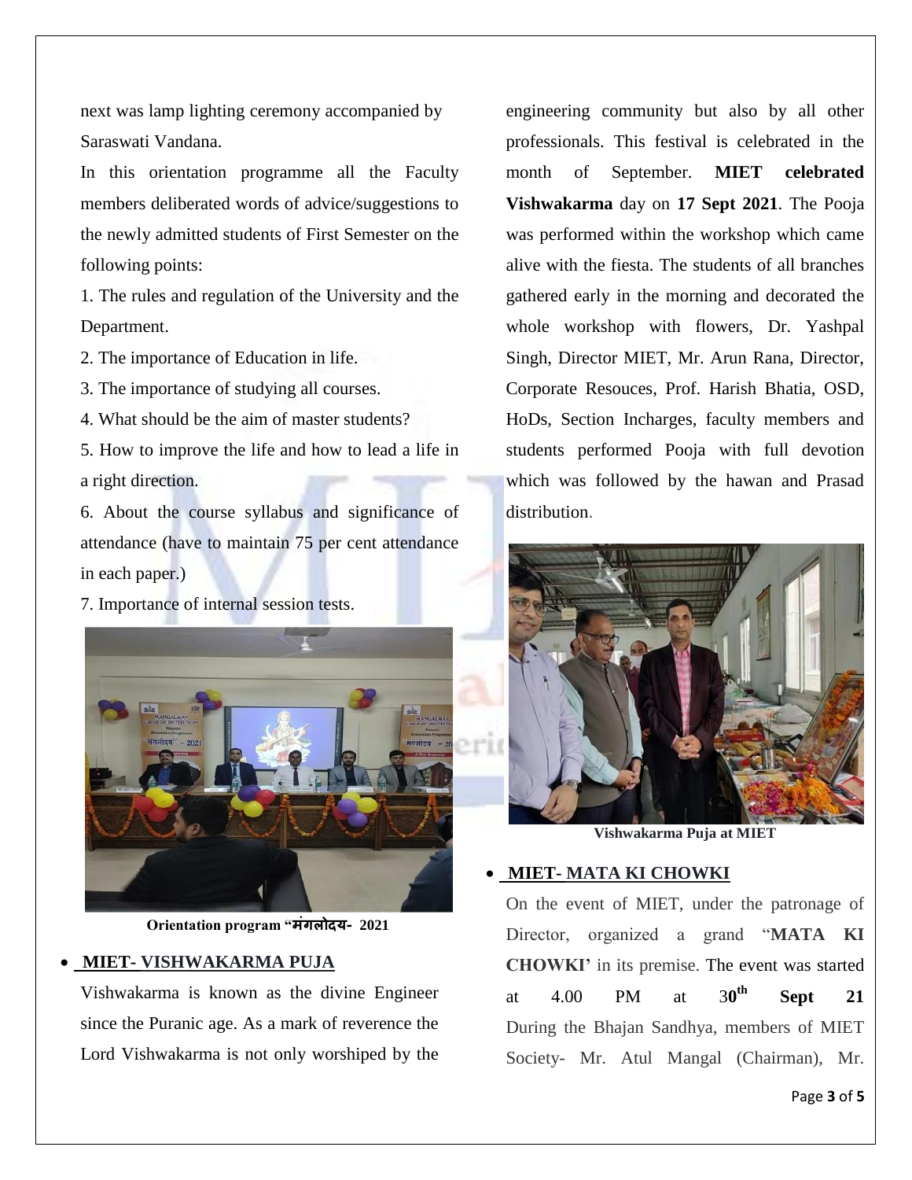next was lamp lighting ceremony accompanied by Saraswati Vandana.

In this orientation programme all the Faculty members deliberated words of advice/suggestions to the newly admitted students of First Semester on the following points:

1. The rules and regulation of the University and the Department.
2. The importance of Education in life.
3. The importance of studying all courses.
4. What should be the aim of master students?
5. How to improve the life and how to lead a life in a right direction.
6. About the course syllabus and significance of attendance (have to maintain 75 per cent attendance in each paper.)
7. Importance of internal session tests.

**Orientation program "मंगलोदय- 2021**

- **MIET- VISHWAKARMA PUJA**

Vishwakarma is known as the divine Engineer since the Puranic age. As a mark of reverence the Lord Vishwakarma is not only worshiped by the engineering community but also by all other professionals. This festival is celebrated in the month of September. **MIET celebrated Vishwakarma** day on **17 Sept 2021**. The Pooja was performed within the workshop which came alive with the fiesta. The students of all branches gathered early in the morning and decorated the whole workshop with flowers, Dr. Yashpal Singh, Director MIET, Mr. Arun Rana, Director, Corporate Resouces, Prof. Harish Bhatia, OSD, HoDs, Section Incharges, faculty members and students performed Pooja with full devotion which was followed by the hawan and Prasad distribution.

**Vishwakarma Puja at MIET**

- **MIET- MATA KI CHOWKI**

On the event of MIET, under the patronage of Director, organized a grand "**MATA KI CHOWKI**' in its premise. The event was started at 4.00 PM at 30**th** **Sept 21** During the Bhajan Sandhya, members of MIET Society- Mr. Atul Mangal (Chairman), Mr.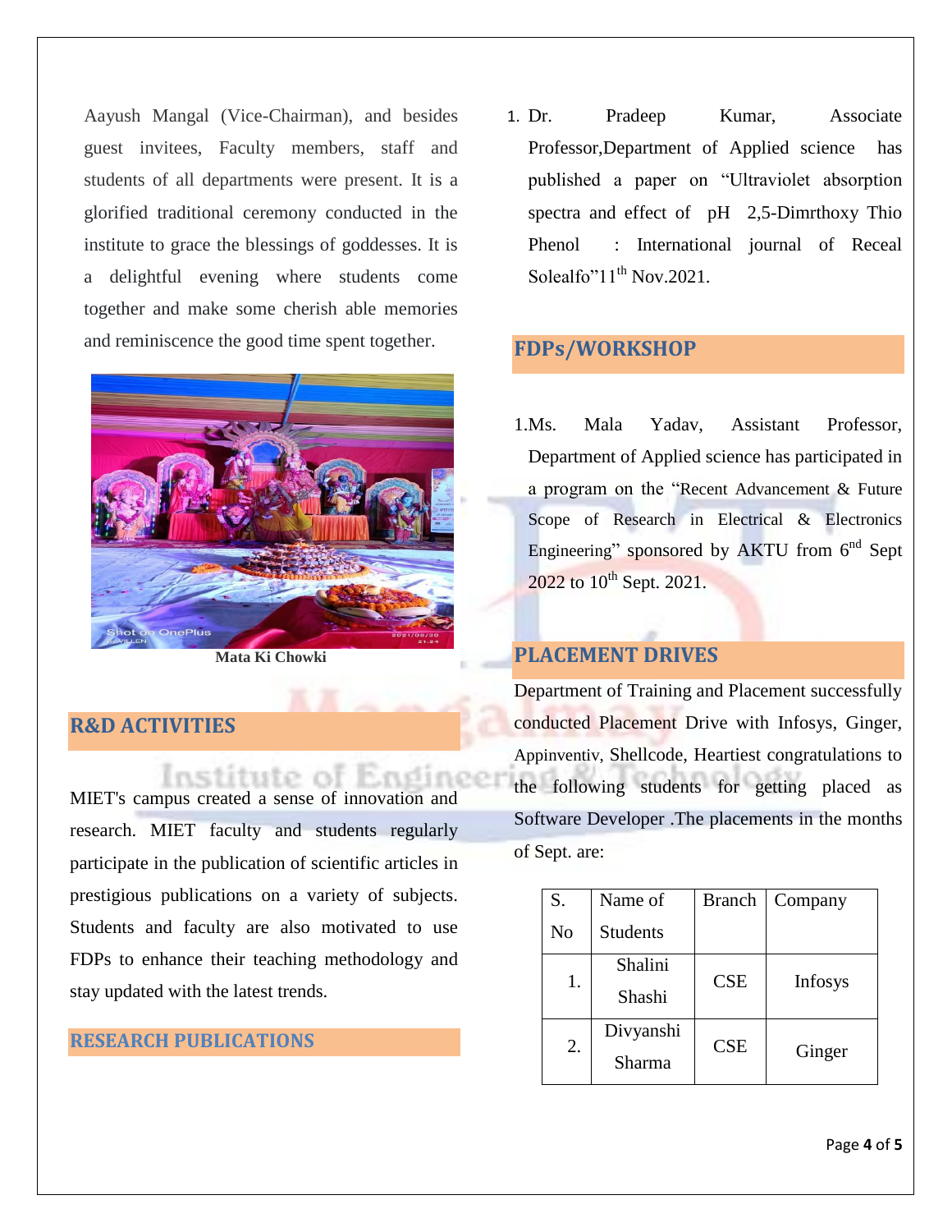Aayush Mangal (Vice-Chairman), and besides guest invitees, Faculty members, staff and students of all departments were present. It is a glorified traditional ceremony conducted in the institute to grace the blessings of goddesses. It is a delightful evening where students come together and make some cherish able memories and reminiscence the good time spent together.

Mata Ki Chowki

## R&D ACTIVITIES

MIET's campus created a sense of innovation and research. MIET faculty and students regularly participate in the publication of scientific articles in prestigious publications on a variety of subjects. Students and faculty are also motivated to use FDPs to enhance their teaching methodology and stay updated with the latest trends.

## RESEARCH PUBLICATIONS

1. Dr. Pradeep Kumar, Associate Professor,Department of Applied science has published a paper on "Ultraviolet absorption spectra and effect of pH 2,5-Dimrthoxy Thio Phenol : International journal of Receal Solealfo"11th Nov.2021.

## FDPs/WORKSHOP

1.Ms. Mala Yadav, Assistant Professor, Department of Applied science has participated in a program on the "Recent Advancement & Future Scope of Research in Electrical & Electronics Engineering" sponsored by AKTU from 6nd Sept 2022 to 10th Sept. 2021.

## PLACEMENT DRIVES

Department of Training and Placement successfully conducted Placement Drive with Infosys, Ginger, Appinventiv, Shellcode, Heartiest congratulations to the following students for getting placed as Software Developer .The placements in the months of Sept. are:

| S. No | Name of Students | Branch | Company |
|---|---|---|---|
| 1. | Shalini Shashi | CSE | Infosys |
| 2. | Divyanshi Sharma | CSE | Ginger |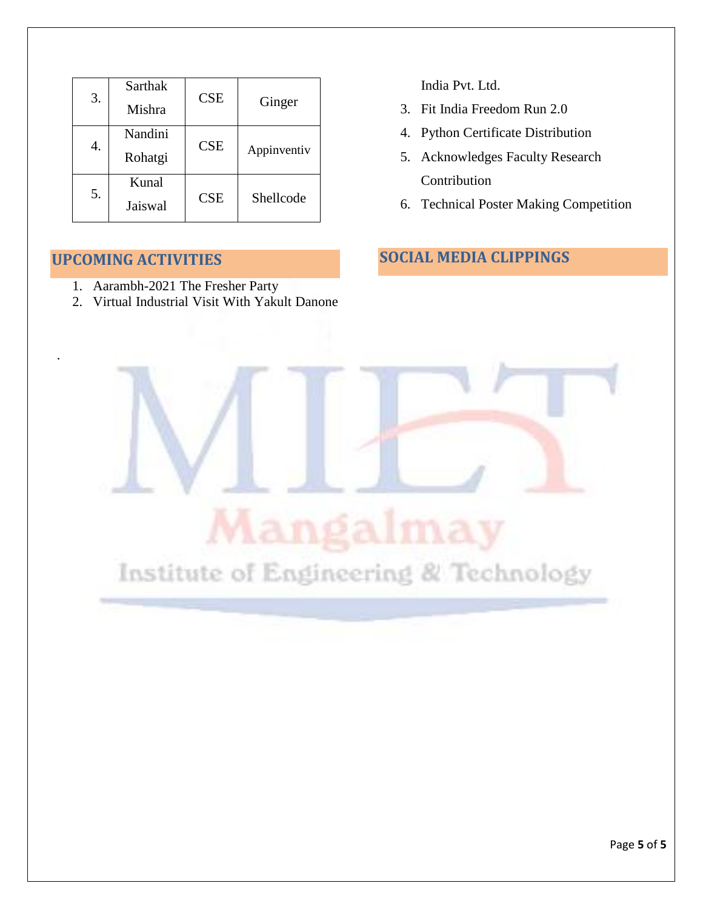| | | | |
|---|---|---|---|
| 3. | Sarthak Mishra | CSE | Ginger |
| 4. | Nandini Rohatgi | CSE | Appinventiv |
| 5. | Kunal Jaiswal | CSE | Shellcode |

## UPCOMING ACTIVITIES

1. Aarambh-2021 The Fresher Party
2. Virtual Industrial Visit With Yakult Danone India Pvt. Ltd.
3. Fit India Freedom Run 2.0
4. Python Certificate Distribution
5. Acknowledges Faculty Research Contribution
6. Technical Poster Making Competition

## SOCIAL MEDIA CLIPPINGS